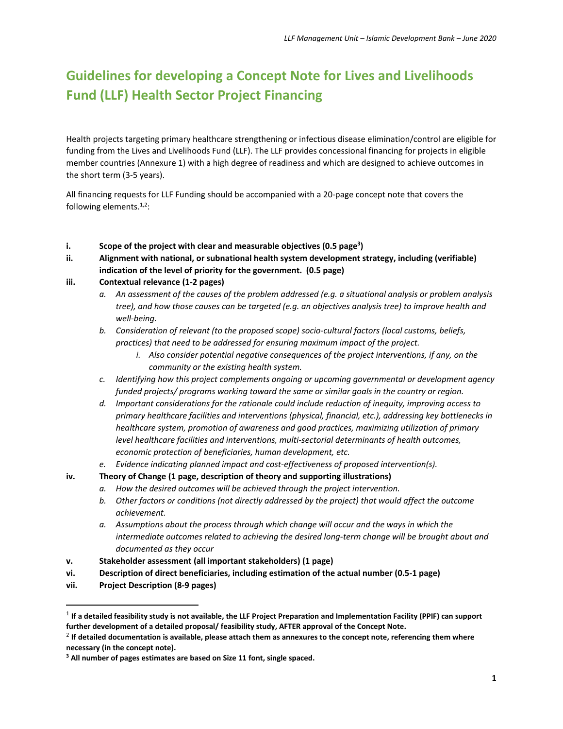# Guidelines for developing a Concept Note for Lives and Livelihoods Fund (LLF) Health Sector Project Financing

Health projects targeting primary healthcare strengthening or infectious disease elimination/control are eligible for funding from the Lives and Livelihoods Fund (LLF). The LLF provides concessional financing for projects in eligible member countries (Annexure 1) with a high degree of readiness and which are designed to achieve outcomes in the short term (3-5 years).

All financing requests for LLF Funding should be accompanied with a 20-page concept note that covers the following elements.[1,2]:

i. **Scope of the project with clear and measurable objectives (0.5 page[3])**

ii. **Alignment with national, or subnational health system development strategy, including (verifiable) indication of the level of priority for the government. (0.5 page)**

iii. **Contextual relevance (1-2 pages)**
   - a. *An assessment of the causes of the problem addressed (e.g. a situational analysis or problem analysis tree), and how those causes can be targeted (e.g. an objectives analysis tree) to improve health and well-being.*
   - b. *Consideration of relevant (to the proposed scope) socio-cultural factors (local customs, beliefs, practices) that need to be addressed for ensuring maximum impact of the project.*
     - i. *Also consider potential negative consequences of the project interventions, if any, on the community or the existing health system.*
   - c. *Identifying how this project complements ongoing or upcoming governmental or development agency funded projects/ programs working toward the same or similar goals in the country or region.*
   - d. *Important considerations for the rationale could include reduction of inequity, improving access to primary healthcare facilities and interventions (physical, financial, etc.), addressing key bottlenecks in healthcare system, promotion of awareness and good practices, maximizing utilization of primary level healthcare facilities and interventions, multi-sectorial determinants of health outcomes, economic protection of beneficiaries, human development, etc.*
   - e. *Evidence indicating planned impact and cost-effectiveness of proposed intervention(s).*

iv. **Theory of Change (1 page, description of theory and supporting illustrations)**
   - a. *How the desired outcomes will be achieved through the project intervention.*
   - b. *Other factors or conditions (not directly addressed by the project) that would affect the outcome achievement.*
   - a. *Assumptions about the process through which change will occur and the ways in which the intermediate outcomes related to achieving the desired long-term change will be brought about and documented as they occur*

v. **Stakeholder assessment (all important stakeholders) (1 page)**

vi. **Description of direct beneficiaries, including estimation of the actual number (0.5-1 page)**

vii. **Project Description (8-9 pages)**

---

[1] **If a detailed feasibility study is not available, the LLF Project Preparation and Implementation Facility (PPIF) can support further development of a detailed proposal/ feasibility study, AFTER approval of the Concept Note.**

[2] **If detailed documentation is available, please attach them as annexures to the concept note, referencing them where necessary (in the concept note).**

[3] **All number of pages estimates are based on Size 11 font, single spaced.**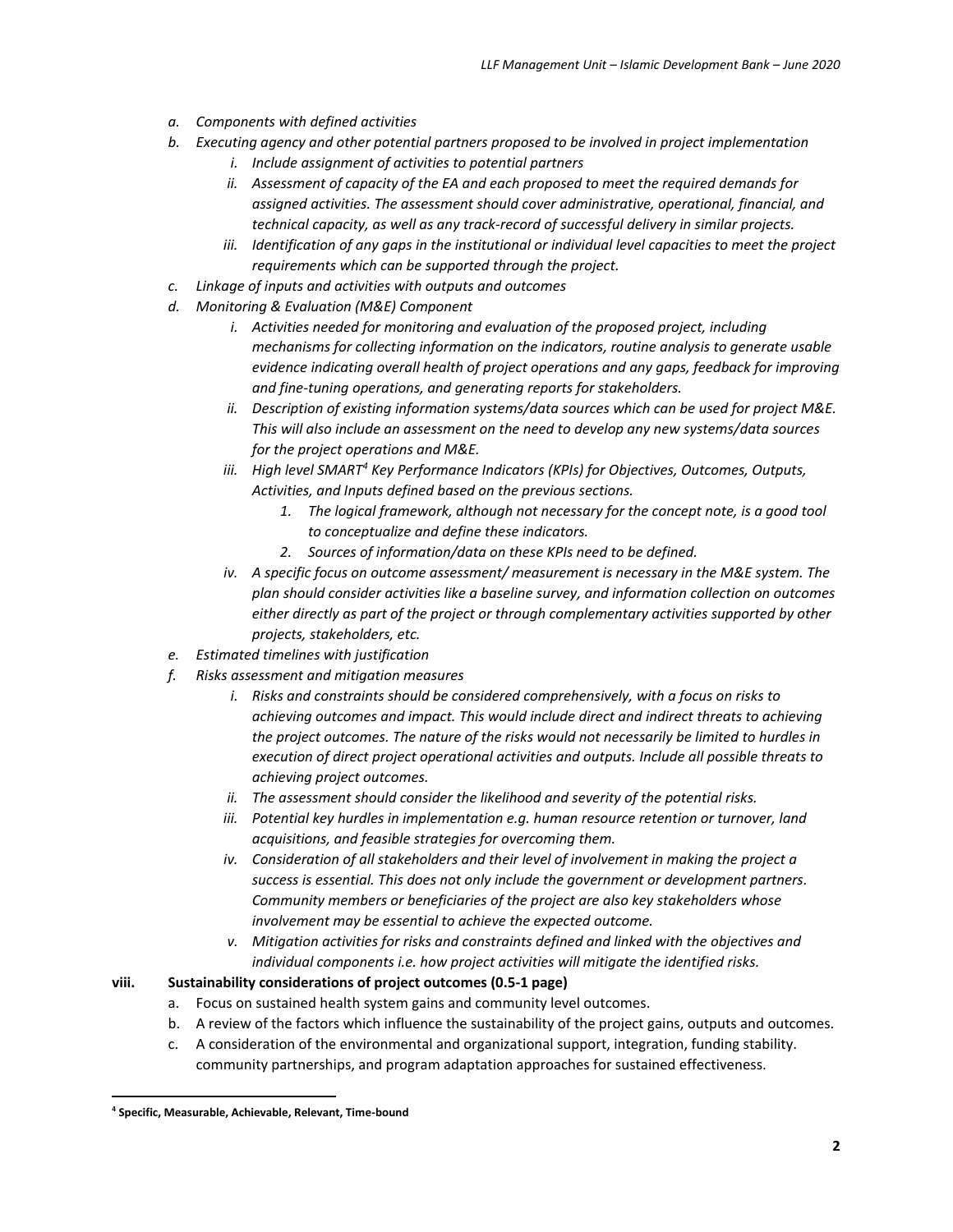*a. Components with defined activities*

*b. Executing agency and other potential partners proposed to be involved in project implementation*

   *i. Include assignment of activities to potential partners*

   *ii. Assessment of capacity of the EA and each proposed to meet the required demands for assigned activities. The assessment should cover administrative, operational, financial, and technical capacity, as well as any track-record of successful delivery in similar projects.*

   *iii. Identification of any gaps in the institutional or individual level capacities to meet the project requirements which can be supported through the project.*

*c. Linkage of inputs and activities with outputs and outcomes*

*d. Monitoring & Evaluation (M&E) Component*

   *i. Activities needed for monitoring and evaluation of the proposed project, including mechanisms for collecting information on the indicators, routine analysis to generate usable evidence indicating overall health of project operations and any gaps, feedback for improving and fine-tuning operations, and generating reports for stakeholders.*

   *ii. Description of existing information systems/data sources which can be used for project M&E. This will also include an assessment on the need to develop any new systems/data sources for the project operations and M&E.*

   *iii. High level SMART[4] Key Performance Indicators (KPIs) for Objectives, Outcomes, Outputs, Activities, and Inputs defined based on the previous sections.*

      *1. The logical framework, although not necessary for the concept note, is a good tool to conceptualize and define these indicators.*

      *2. Sources of information/data on these KPIs need to be defined.*

   *iv. A specific focus on outcome assessment/ measurement is necessary in the M&E system. The plan should consider activities like a baseline survey, and information collection on outcomes either directly as part of the project or through complementary activities supported by other projects, stakeholders, etc.*

*e. Estimated timelines with justification*

*f. Risks assessment and mitigation measures*

   *i. Risks and constraints should be considered comprehensively, with a focus on risks to achieving outcomes and impact. This would include direct and indirect threats to achieving the project outcomes. The nature of the risks would not necessarily be limited to hurdles in execution of direct project operational activities and outputs. Include all possible threats to achieving project outcomes.*

   *ii. The assessment should consider the likelihood and severity of the potential risks.*

   *iii. Potential key hurdles in implementation e.g. human resource retention or turnover, land acquisitions, and feasible strategies for overcoming them.*

   *iv. Consideration of all stakeholders and their level of involvement in making the project a success is essential. This does not only include the government or development partners. Community members or beneficiaries of the project are also key stakeholders whose involvement may be essential to achieve the expected outcome.*

   *v. Mitigation activities for risks and constraints defined and linked with the objectives and individual components i.e. how project activities will mitigate the identified risks.*

**viii. Sustainability considerations of project outcomes (0.5-1 page)**

a. Focus on sustained health system gains and community level outcomes.

b. A review of the factors which influence the sustainability of the project gains, outputs and outcomes.

c. A consideration of the environmental and organizational support, integration, funding stability. community partnerships, and program adaptation approaches for sustained effectiveness.

---

[4] **Specific, Measurable, Achievable, Relevant, Time-bound**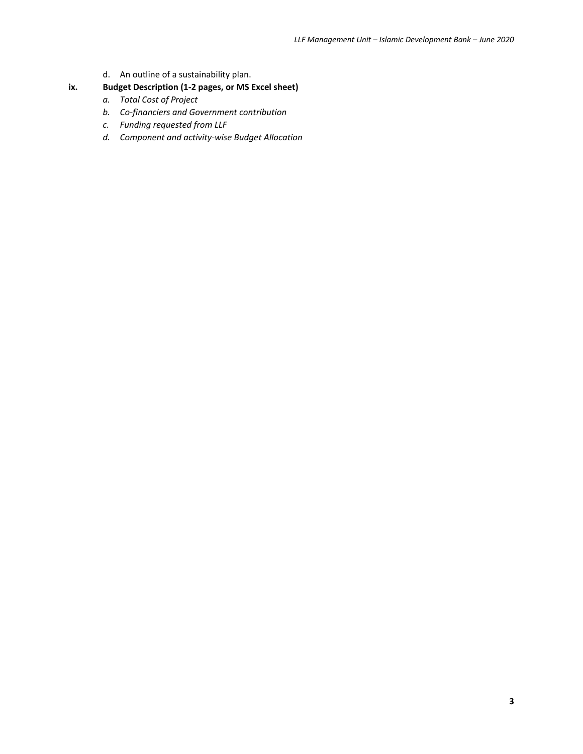d. An outline of a sustainability plan.

**ix. Budget Description (1-2 pages, or MS Excel sheet)**

*a. Total Cost of Project*

*b. Co-financiers and Government contribution*

*c. Funding requested from LLF*

*d. Component and activity-wise Budget Allocation*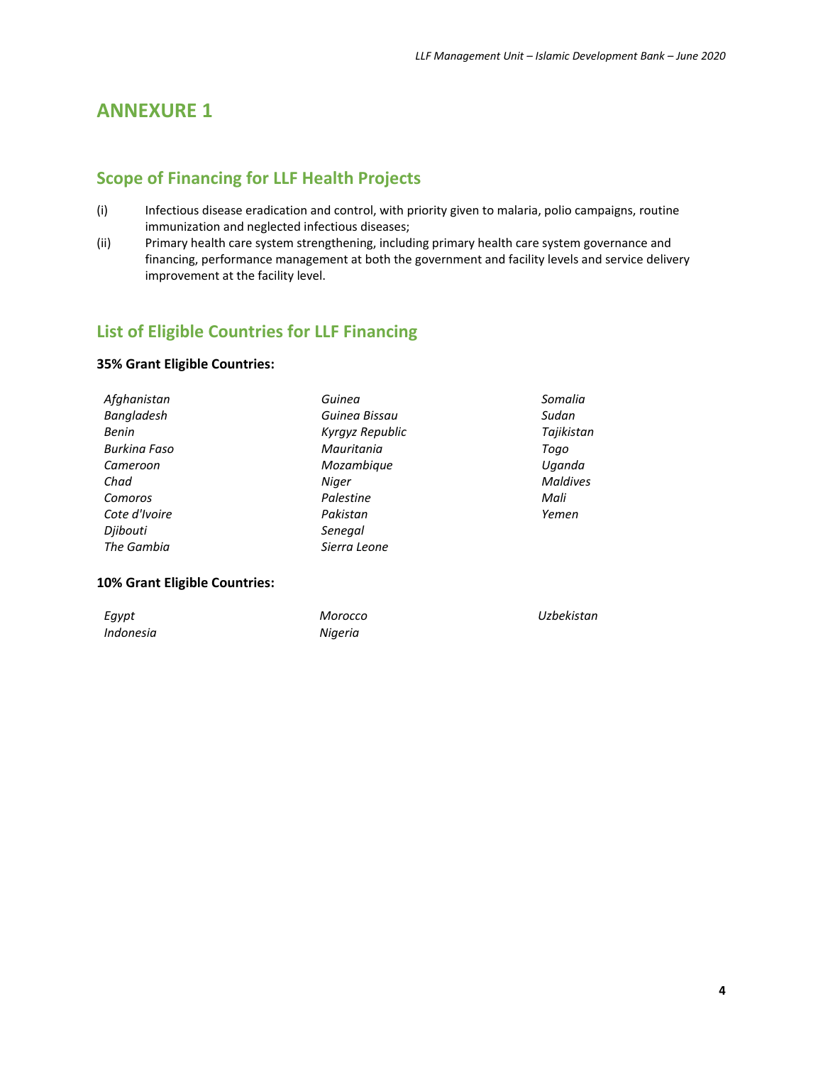# ANNEXURE 1

## Scope of Financing for LLF Health Projects

(i) Infectious disease eradication and control, with priority given to malaria, polio campaigns, routine immunization and neglected infectious diseases;

(ii) Primary health care system strengthening, including primary health care system governance and financing, performance management at both the government and facility levels and service delivery improvement at the facility level.

## List of Eligible Countries for LLF Financing

**35% Grant Eligible Countries:**

| | | |
|---|---|---|
| *Afghanistan* | *Guinea* | *Somalia* |
| *Bangladesh* | *Guinea Bissau* | *Sudan* |
| *Benin* | *Kyrgyz Republic* | *Tajikistan* |
| *Burkina Faso* | *Mauritania* | *Togo* |
| *Cameroon* | *Mozambique* | *Uganda* |
| *Chad* | *Niger* | *Maldives* |
| *Comoros* | *Palestine* | *Mali* |
| *Cote d'Ivoire* | *Pakistan* | *Yemen* |
| *Djibouti* | *Senegal* | |
| *The Gambia* | *Sierra Leone* | |

**10% Grant Eligible Countries:**

| | | |
|---|---|---|
| *Egypt* | *Morocco* | *Uzbekistan* |
| *Indonesia* | *Nigeria* | |